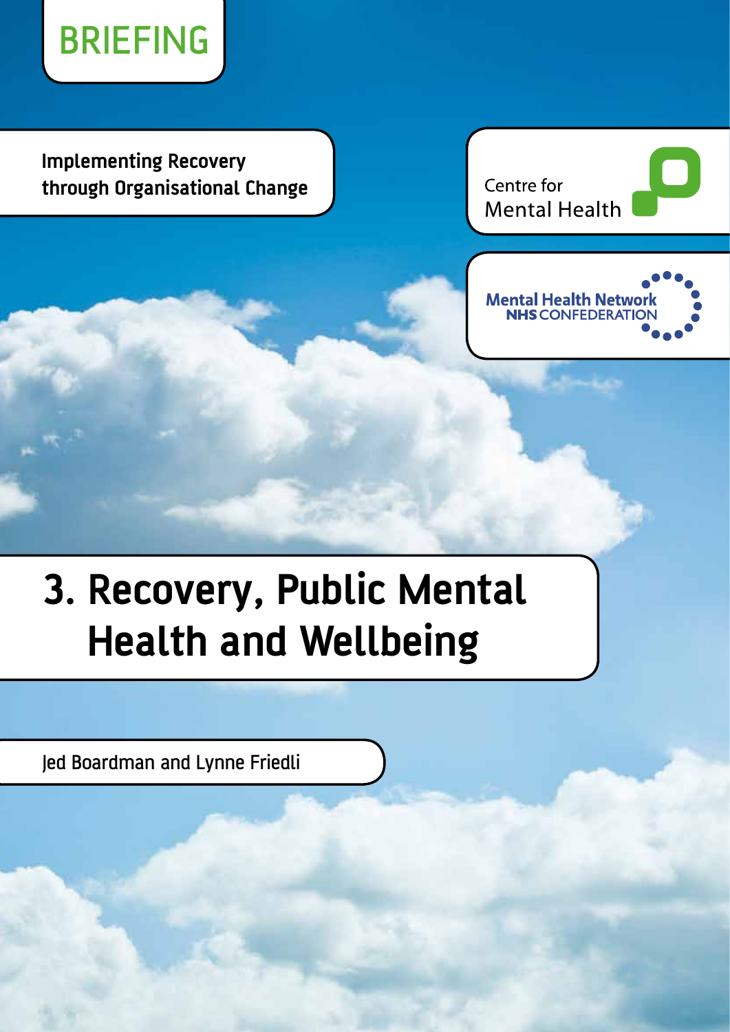BRIEFING

**Implementing Recovery through Organisational Change**

Centre for Mental Health

Mental Health Network
NHS CONFEDERATION

# 3. Recovery, Public Mental Health and Wellbeing

Jed Boardman and Lynne Friedli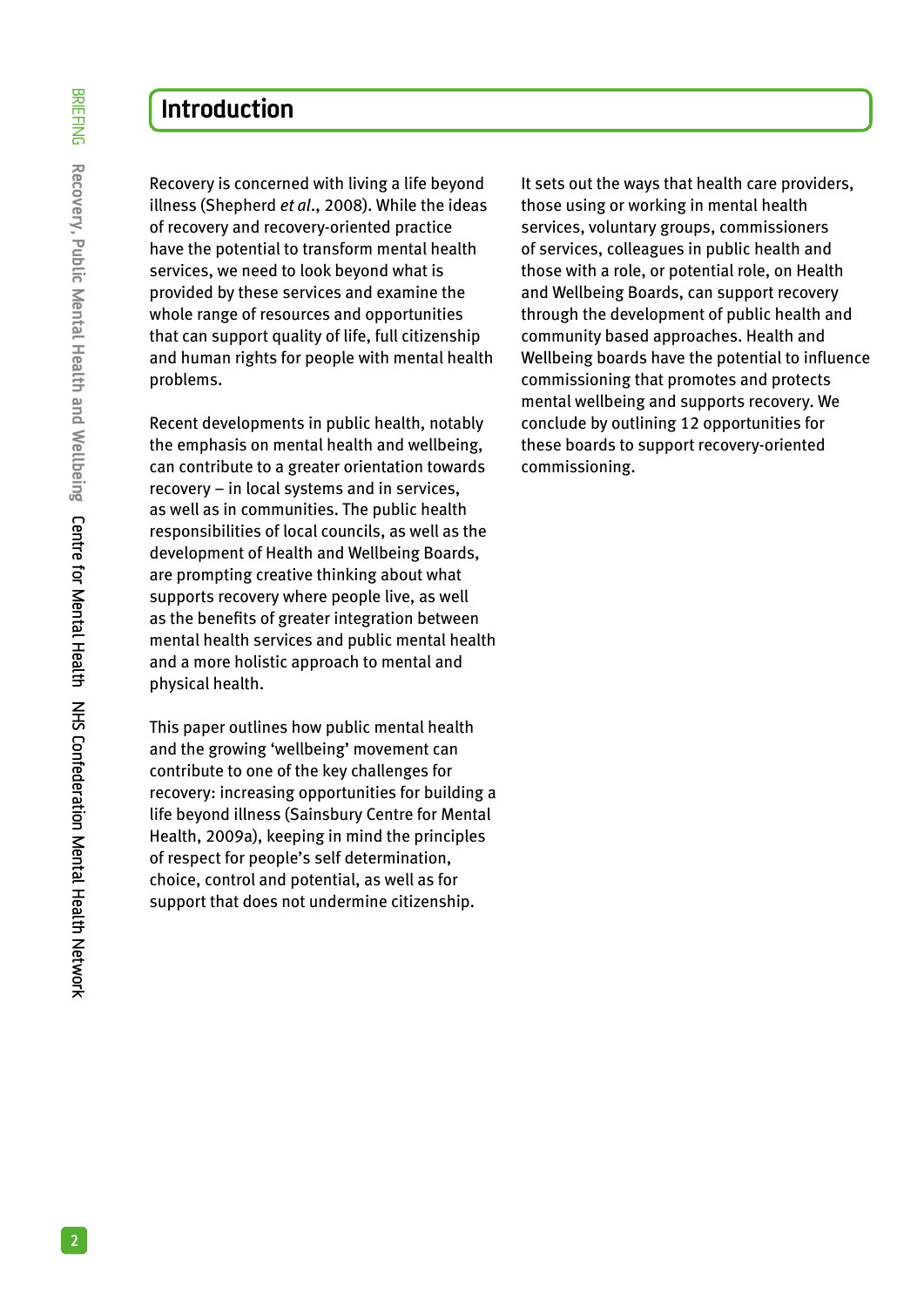## Introduction

Recovery is concerned with living a life beyond illness (Shepherd *et al*., 2008). While the ideas of recovery and recovery-oriented practice have the potential to transform mental health services, we need to look beyond what is provided by these services and examine the whole range of resources and opportunities that can support quality of life, full citizenship and human rights for people with mental health problems.

Recent developments in public health, notably the emphasis on mental health and wellbeing, can contribute to a greater orientation towards recovery – in local systems and in services, as well as in communities. The public health responsibilities of local councils, as well as the development of Health and Wellbeing Boards, are prompting creative thinking about what supports recovery where people live, as well as the benefits of greater integration between mental health services and public mental health and a more holistic approach to mental and physical health.

This paper outlines how public mental health and the growing 'wellbeing' movement can contribute to one of the key challenges for recovery: increasing opportunities for building a life beyond illness (Sainsbury Centre for Mental Health, 2009a), keeping in mind the principles of respect for people's self determination, choice, control and potential, as well as for support that does not undermine citizenship.

It sets out the ways that health care providers, those using or working in mental health services, voluntary groups, commissioners of services, colleagues in public health and those with a role, or potential role, on Health and Wellbeing Boards, can support recovery through the development of public health and community based approaches. Health and Wellbeing boards have the potential to influence commissioning that promotes and protects mental wellbeing and supports recovery. We conclude by outlining 12 opportunities for these boards to support recovery-oriented commissioning.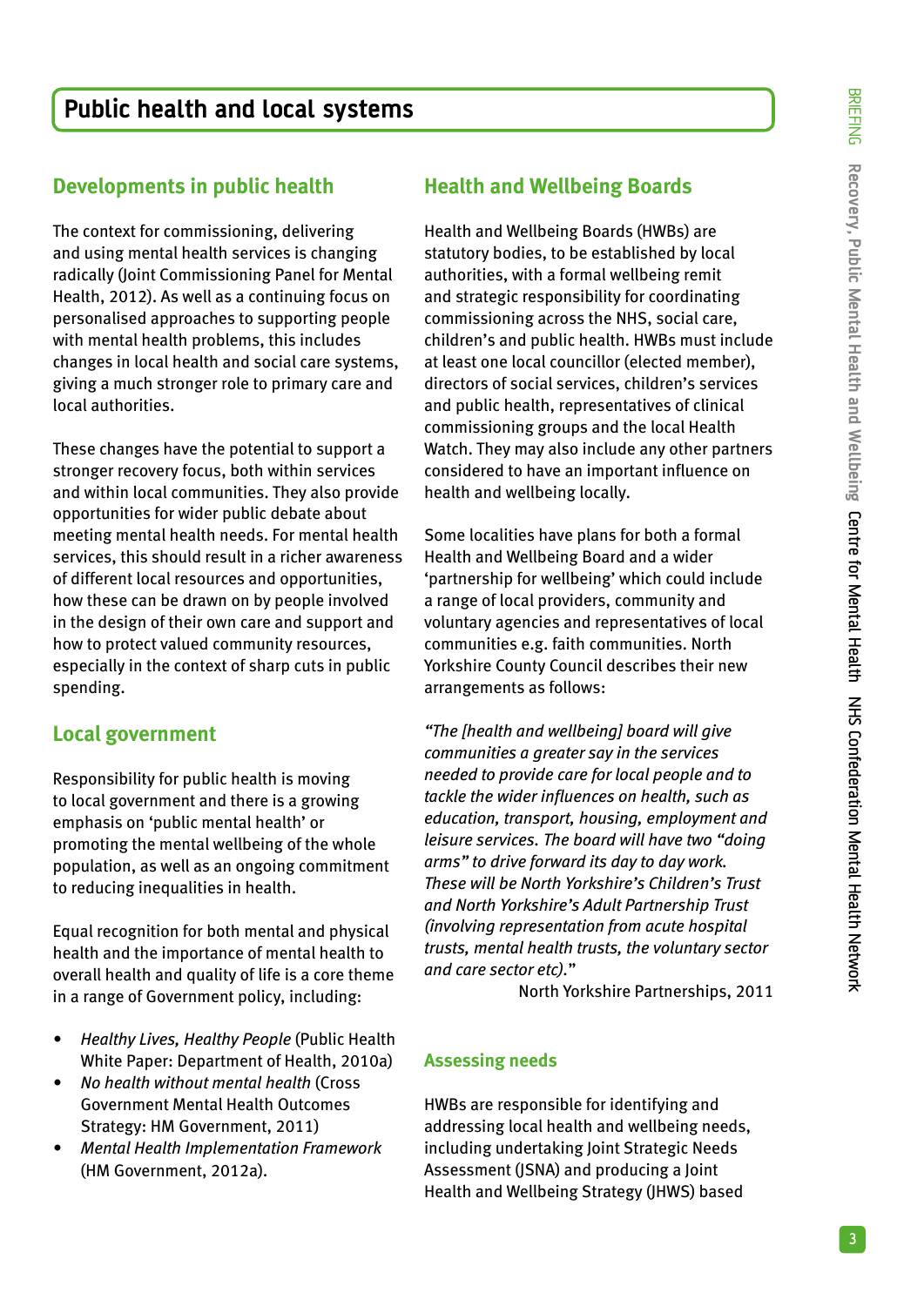# Public health and local systems

## Developments in public health

The context for commissioning, delivering and using mental health services is changing radically (Joint Commissioning Panel for Mental Health, 2012). As well as a continuing focus on personalised approaches to supporting people with mental health problems, this includes changes in local health and social care systems, giving a much stronger role to primary care and local authorities.

These changes have the potential to support a stronger recovery focus, both within services and within local communities. They also provide opportunities for wider public debate about meeting mental health needs. For mental health services, this should result in a richer awareness of different local resources and opportunities, how these can be drawn on by people involved in the design of their own care and support and how to protect valued community resources, especially in the context of sharp cuts in public spending.

## Local government

Responsibility for public health is moving to local government and there is a growing emphasis on 'public mental health' or promoting the mental wellbeing of the whole population, as well as an ongoing commitment to reducing inequalities in health.

Equal recognition for both mental and physical health and the importance of mental health to overall health and quality of life is a core theme in a range of Government policy, including:

- *Healthy Lives, Healthy People* (Public Health White Paper: Department of Health, 2010a)
- *No health without mental health* (Cross Government Mental Health Outcomes Strategy: HM Government, 2011)
- *Mental Health Implementation Framework* (HM Government, 2012a).

## Health and Wellbeing Boards

Health and Wellbeing Boards (HWBs) are statutory bodies, to be established by local authorities, with a formal wellbeing remit and strategic responsibility for coordinating commissioning across the NHS, social care, children's and public health. HWBs must include at least one local councillor (elected member), directors of social services, children's services and public health, representatives of clinical commissioning groups and the local Health Watch. They may also include any other partners considered to have an important influence on health and wellbeing locally.

Some localities have plans for both a formal Health and Wellbeing Board and a wider 'partnership for wellbeing' which could include a range of local providers, community and voluntary agencies and representatives of local communities e.g. faith communities. North Yorkshire County Council describes their new arrangements as follows:

*"The [health and wellbeing] board will give communities a greater say in the services needed to provide care for local people and to tackle the wider influences on health, such as education, transport, housing, employment and leisure services. The board will have two "doing arms" to drive forward its day to day work. These will be North Yorkshire's Children's Trust and North Yorkshire's Adult Partnership Trust (involving representation from acute hospital trusts, mental health trusts, the voluntary sector and care sector etc)."*

North Yorkshire Partnerships, 2011

### Assessing needs

HWBs are responsible for identifying and addressing local health and wellbeing needs, including undertaking Joint Strategic Needs Assessment (JSNA) and producing a Joint Health and Wellbeing Strategy (JHWS) based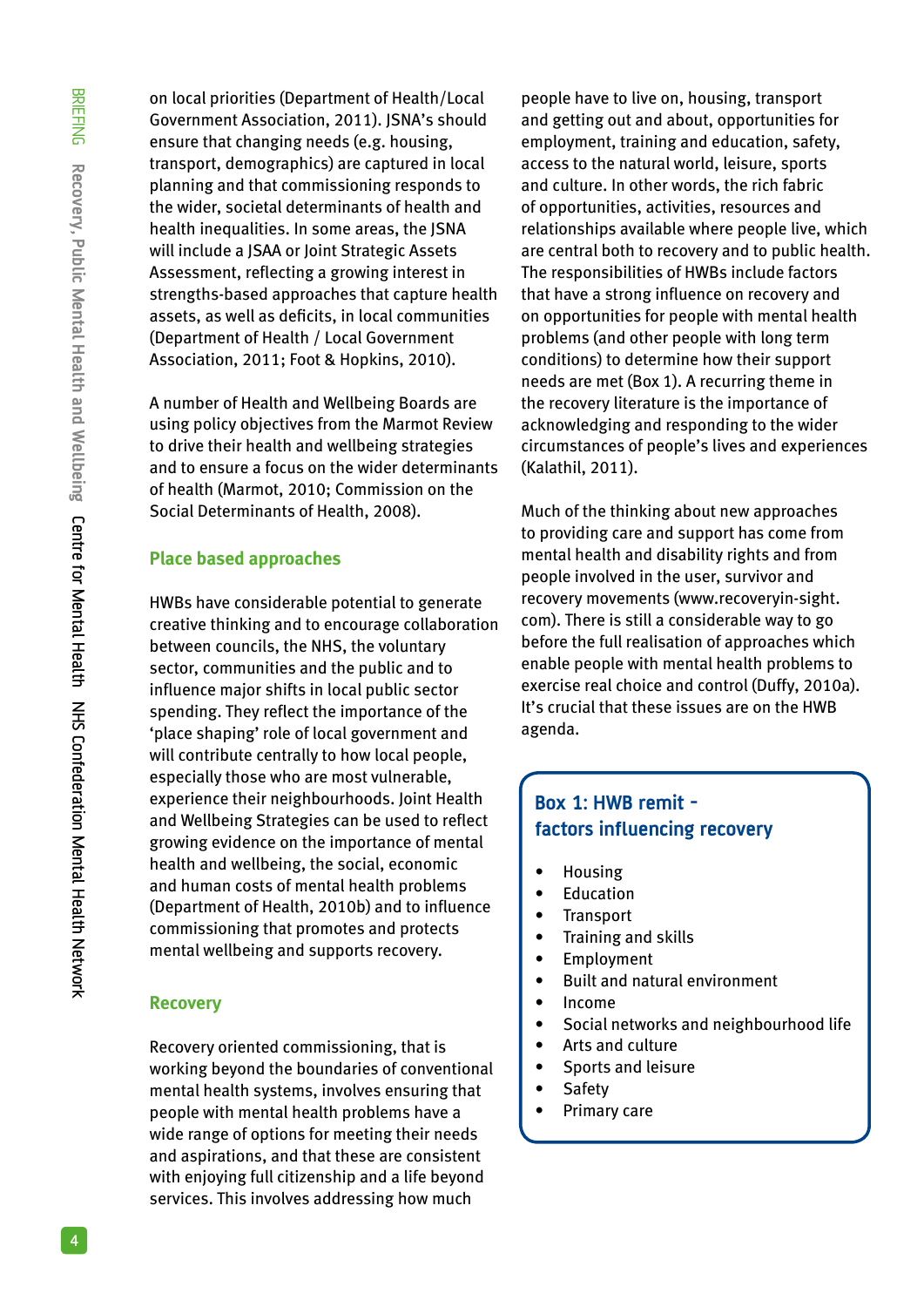on local priorities (Department of Health/Local Government Association, 2011). JSNA's should ensure that changing needs (e.g. housing, transport, demographics) are captured in local planning and that commissioning responds to the wider, societal determinants of health and health inequalities. In some areas, the JSNA will include a JSAA or Joint Strategic Assets Assessment, reflecting a growing interest in strengths-based approaches that capture health assets, as well as deficits, in local communities (Department of Health / Local Government Association, 2011; Foot & Hopkins, 2010).

A number of Health and Wellbeing Boards are using policy objectives from the Marmot Review to drive their health and wellbeing strategies and to ensure a focus on the wider determinants of health (Marmot, 2010; Commission on the Social Determinants of Health, 2008).

## Place based approaches

HWBs have considerable potential to generate creative thinking and to encourage collaboration between councils, the NHS, the voluntary sector, communities and the public and to influence major shifts in local public sector spending. They reflect the importance of the 'place shaping' role of local government and will contribute centrally to how local people, especially those who are most vulnerable, experience their neighbourhoods. Joint Health and Wellbeing Strategies can be used to reflect growing evidence on the importance of mental health and wellbeing, the social, economic and human costs of mental health problems (Department of Health, 2010b) and to influence commissioning that promotes and protects mental wellbeing and supports recovery.

## Recovery

Recovery oriented commissioning, that is working beyond the boundaries of conventional mental health systems, involves ensuring that people with mental health problems have a wide range of options for meeting their needs and aspirations, and that these are consistent with enjoying full citizenship and a life beyond services. This involves addressing how much people have to live on, housing, transport and getting out and about, opportunities for employment, training and education, safety, access to the natural world, leisure, sports and culture. In other words, the rich fabric of opportunities, activities, resources and relationships available where people live, which are central both to recovery and to public health. The responsibilities of HWBs include factors that have a strong influence on recovery and on opportunities for people with mental health problems (and other people with long term conditions) to determine how their support needs are met (Box 1). A recurring theme in the recovery literature is the importance of acknowledging and responding to the wider circumstances of people's lives and experiences (Kalathil, 2011).

Much of the thinking about new approaches to providing care and support has come from mental health and disability rights and from people involved in the user, survivor and recovery movements (www.recoveryin-sight.com). There is still a considerable way to go before the full realisation of approaches which enable people with mental health problems to exercise real choice and control (Duffy, 2010a). It's crucial that these issues are on the HWB agenda.

### Box 1: HWB remit - factors influencing recovery

- Housing
- Education
- Transport
- Training and skills
- Employment
- Built and natural environment
- Income
- Social networks and neighbourhood life
- Arts and culture
- Sports and leisure
- Safety
- Primary care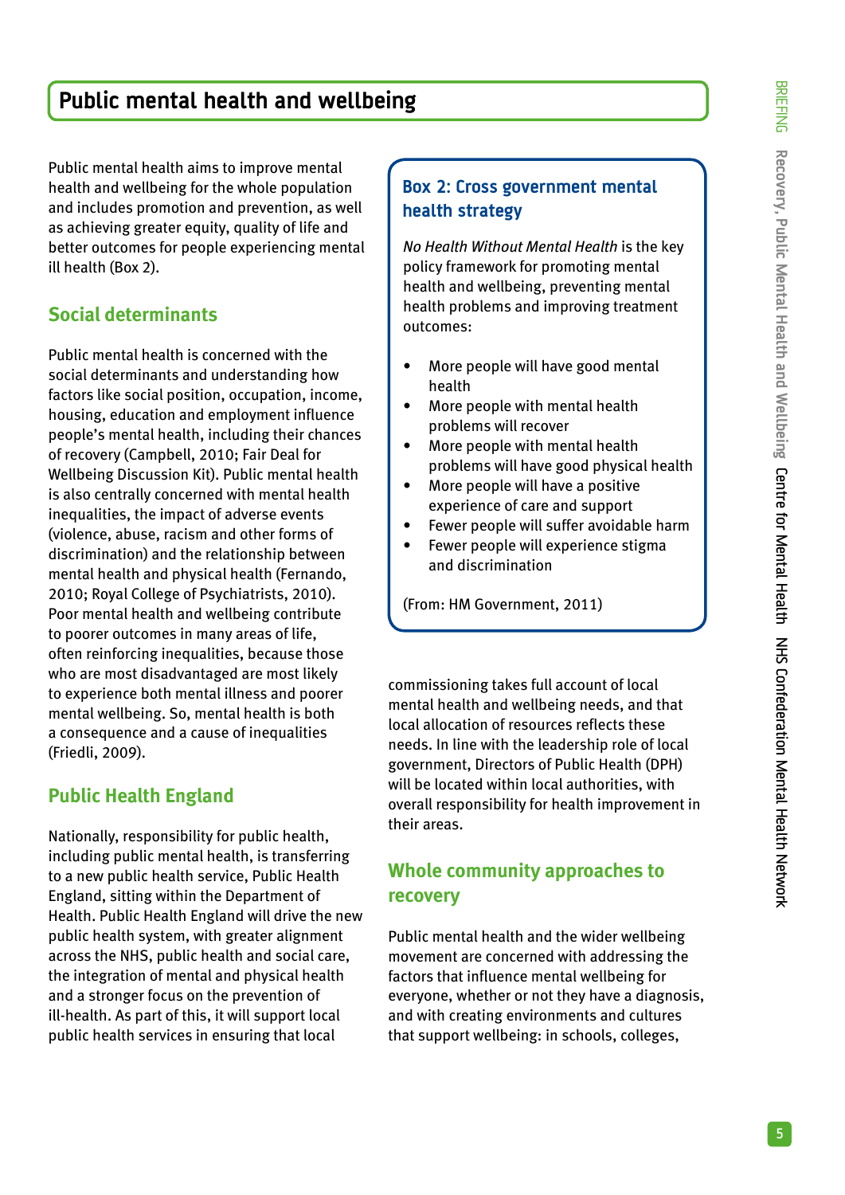## Public mental health and wellbeing

Public mental health aims to improve mental health and wellbeing for the whole population and includes promotion and prevention, as well as achieving greater equity, quality of life and better outcomes for people experiencing mental ill health (Box 2).

### Social determinants

Public mental health is concerned with the social determinants and understanding how factors like social position, occupation, income, housing, education and employment influence people's mental health, including their chances of recovery (Campbell, 2010; Fair Deal for Wellbeing Discussion Kit). Public mental health is also centrally concerned with mental health inequalities, the impact of adverse events (violence, abuse, racism and other forms of discrimination) and the relationship between mental health and physical health (Fernando, 2010; Royal College of Psychiatrists, 2010). Poor mental health and wellbeing contribute to poorer outcomes in many areas of life, often reinforcing inequalities, because those who are most disadvantaged are most likely to experience both mental illness and poorer mental wellbeing. So, mental health is both a consequence and a cause of inequalities (Friedli, 2009).

### Public Health England

Nationally, responsibility for public health, including public mental health, is transferring to a new public health service, Public Health England, sitting within the Department of Health. Public Health England will drive the new public health system, with greater alignment across the NHS, public health and social care, the integration of mental and physical health and a stronger focus on the prevention of ill-health. As part of this, it will support local public health services in ensuring that local commissioning takes full account of local mental health and wellbeing needs, and that local allocation of resources reflects these needs. In line with the leadership role of local government, Directors of Public Health (DPH) will be located within local authorities, with overall responsibility for health improvement in their areas.

> **Box 2: Cross government mental health strategy**
>
> *No Health Without Mental Health* is the key policy framework for promoting mental health and wellbeing, preventing mental health problems and improving treatment outcomes:
>
> - More people will have good mental health
> - More people with mental health problems will recover
> - More people with mental health problems will have good physical health
> - More people will have a positive experience of care and support
> - Fewer people will suffer avoidable harm
> - Fewer people will experience stigma and discrimination
>
> (From: HM Government, 2011)

### Whole community approaches to recovery

Public mental health and the wider wellbeing movement are concerned with addressing the factors that influence mental wellbeing for everyone, whether or not they have a diagnosis, and with creating environments and cultures that support wellbeing: in schools, colleges,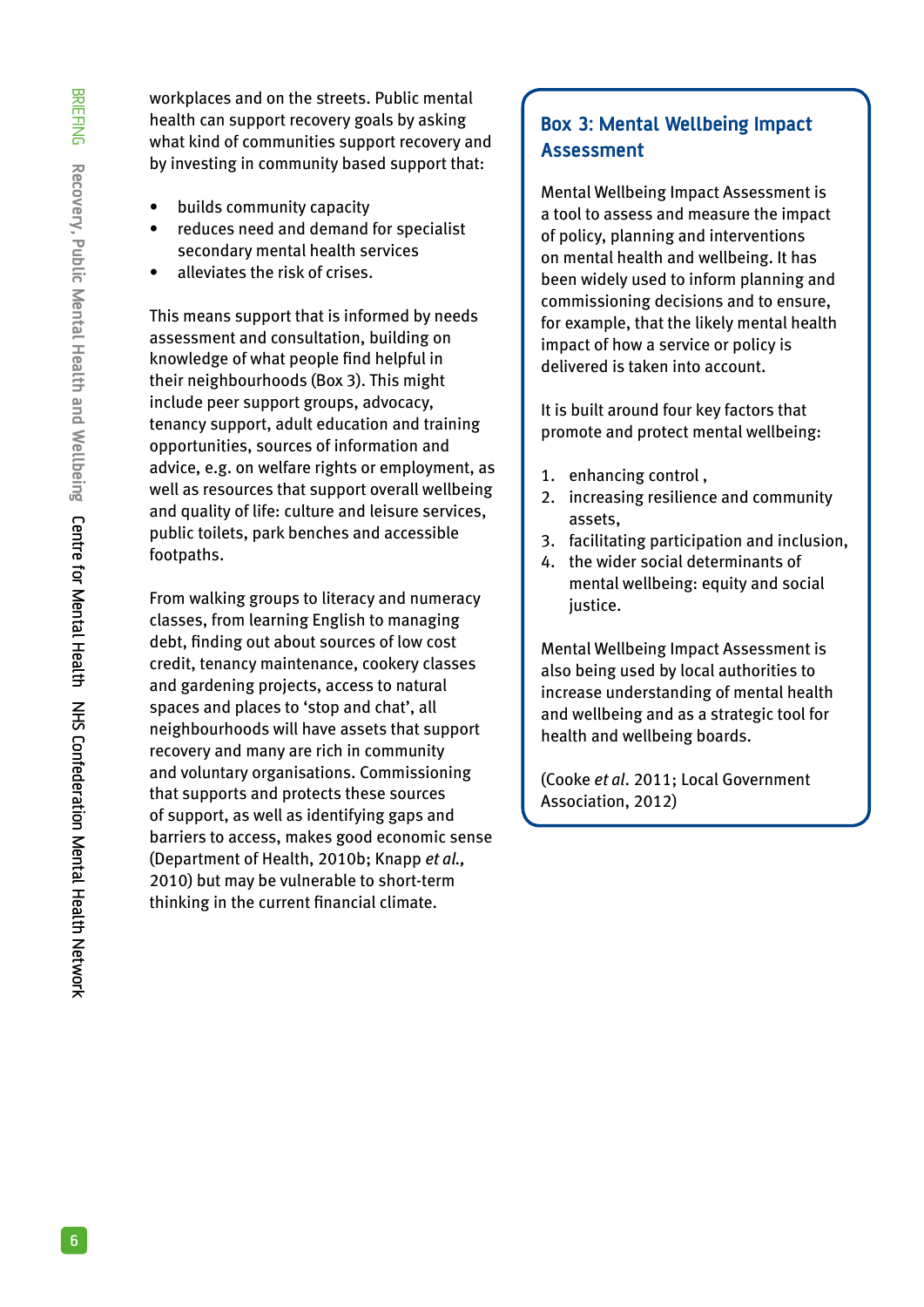workplaces and on the streets. Public mental health can support recovery goals by asking what kind of communities support recovery and by investing in community based support that:

- builds community capacity
- reduces need and demand for specialist secondary mental health services
- alleviates the risk of crises.

This means support that is informed by needs assessment and consultation, building on knowledge of what people find helpful in their neighbourhoods (Box 3). This might include peer support groups, advocacy, tenancy support, adult education and training opportunities, sources of information and advice, e.g. on welfare rights or employment, as well as resources that support overall wellbeing and quality of life: culture and leisure services, public toilets, park benches and accessible footpaths.

From walking groups to literacy and numeracy classes, from learning English to managing debt, finding out about sources of low cost credit, tenancy maintenance, cookery classes and gardening projects, access to natural spaces and places to 'stop and chat', all neighbourhoods will have assets that support recovery and many are rich in community and voluntary organisations. Commissioning that supports and protects these sources of support, as well as identifying gaps and barriers to access, makes good economic sense (Department of Health, 2010b; Knapp *et al.*, 2010) but may be vulnerable to short-term thinking in the current financial climate.

## Box 3: Mental Wellbeing Impact Assessment

Mental Wellbeing Impact Assessment is a tool to assess and measure the impact of policy, planning and interventions on mental health and wellbeing. It has been widely used to inform planning and commissioning decisions and to ensure, for example, that the likely mental health impact of how a service or policy is delivered is taken into account.

It is built around four key factors that promote and protect mental wellbeing:

1. enhancing control ,
2. increasing resilience and community assets,
3. facilitating participation and inclusion,
4. the wider social determinants of mental wellbeing: equity and social justice.

Mental Wellbeing Impact Assessment is also being used by local authorities to increase understanding of mental health and wellbeing and as a strategic tool for health and wellbeing boards.

(Cooke *et al*. 2011; Local Government Association, 2012)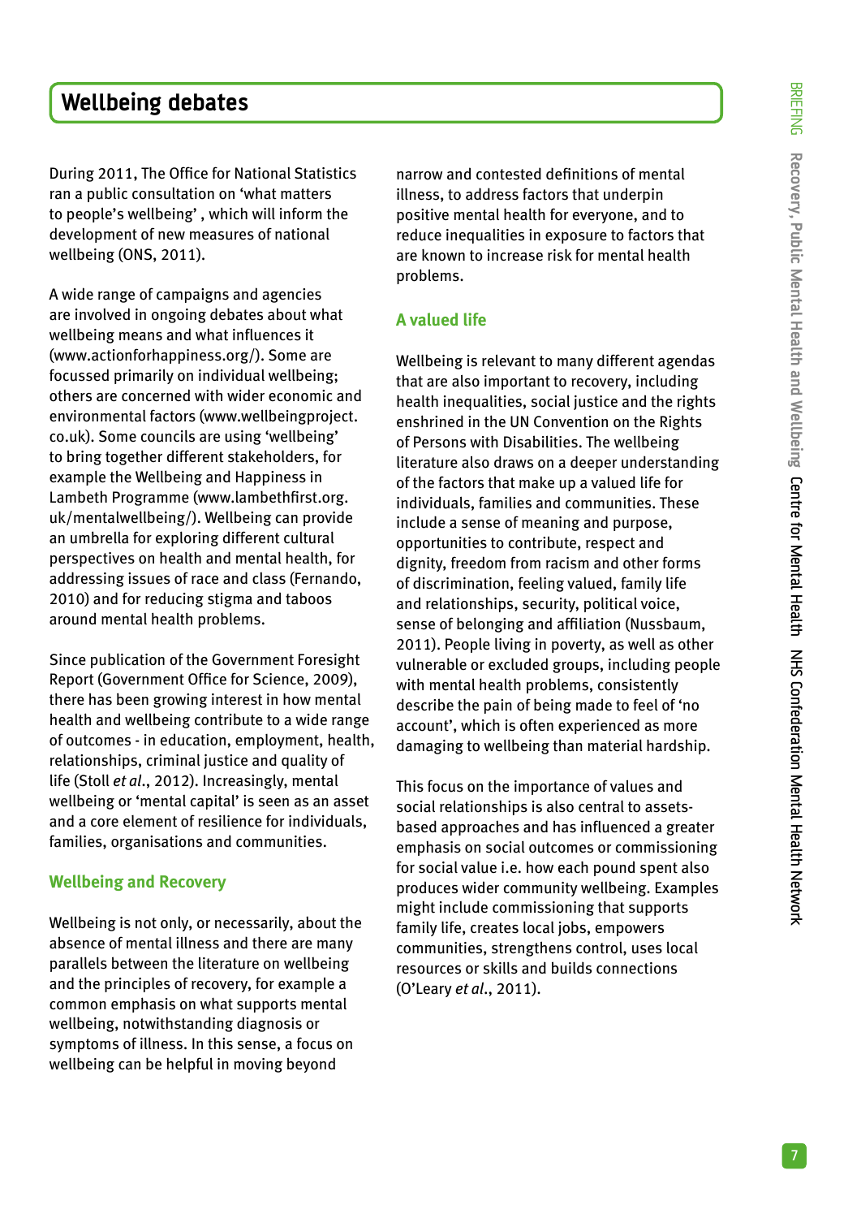# Wellbeing debates

During 2011, The Office for National Statistics ran a public consultation on 'what matters to people's wellbeing' , which will inform the development of new measures of national wellbeing (ONS, 2011).

A wide range of campaigns and agencies are involved in ongoing debates about what wellbeing means and what influences it (www.actionforhappiness.org/). Some are focussed primarily on individual wellbeing; others are concerned with wider economic and environmental factors (www.wellbeingproject.co.uk). Some councils are using 'wellbeing' to bring together different stakeholders, for example the Wellbeing and Happiness in Lambeth Programme (www.lambethfirst.org.uk/mentalwellbeing/). Wellbeing can provide an umbrella for exploring different cultural perspectives on health and mental health, for addressing issues of race and class (Fernando, 2010) and for reducing stigma and taboos around mental health problems.

Since publication of the Government Foresight Report (Government Office for Science, 2009), there has been growing interest in how mental health and wellbeing contribute to a wide range of outcomes - in education, employment, health, relationships, criminal justice and quality of life (Stoll *et al*., 2012). Increasingly, mental wellbeing or 'mental capital' is seen as an asset and a core element of resilience for individuals, families, organisations and communities.

## Wellbeing and Recovery

Wellbeing is not only, or necessarily, about the absence of mental illness and there are many parallels between the literature on wellbeing and the principles of recovery, for example a common emphasis on what supports mental wellbeing, notwithstanding diagnosis or symptoms of illness. In this sense, a focus on wellbeing can be helpful in moving beyond narrow and contested definitions of mental illness, to address factors that underpin positive mental health for everyone, and to reduce inequalities in exposure to factors that are known to increase risk for mental health problems.

## A valued life

Wellbeing is relevant to many different agendas that are also important to recovery, including health inequalities, social justice and the rights enshrined in the UN Convention on the Rights of Persons with Disabilities. The wellbeing literature also draws on a deeper understanding of the factors that make up a valued life for individuals, families and communities. These include a sense of meaning and purpose, opportunities to contribute, respect and dignity, freedom from racism and other forms of discrimination, feeling valued, family life and relationships, security, political voice, sense of belonging and affiliation (Nussbaum, 2011). People living in poverty, as well as other vulnerable or excluded groups, including people with mental health problems, consistently describe the pain of being made to feel of 'no account', which is often experienced as more damaging to wellbeing than material hardship.

This focus on the importance of values and social relationships is also central to assets-based approaches and has influenced a greater emphasis on social outcomes or commissioning for social value i.e. how each pound spent also produces wider community wellbeing. Examples might include commissioning that supports family life, creates local jobs, empowers communities, strengthens control, uses local resources or skills and builds connections (O'Leary *et al*., 2011).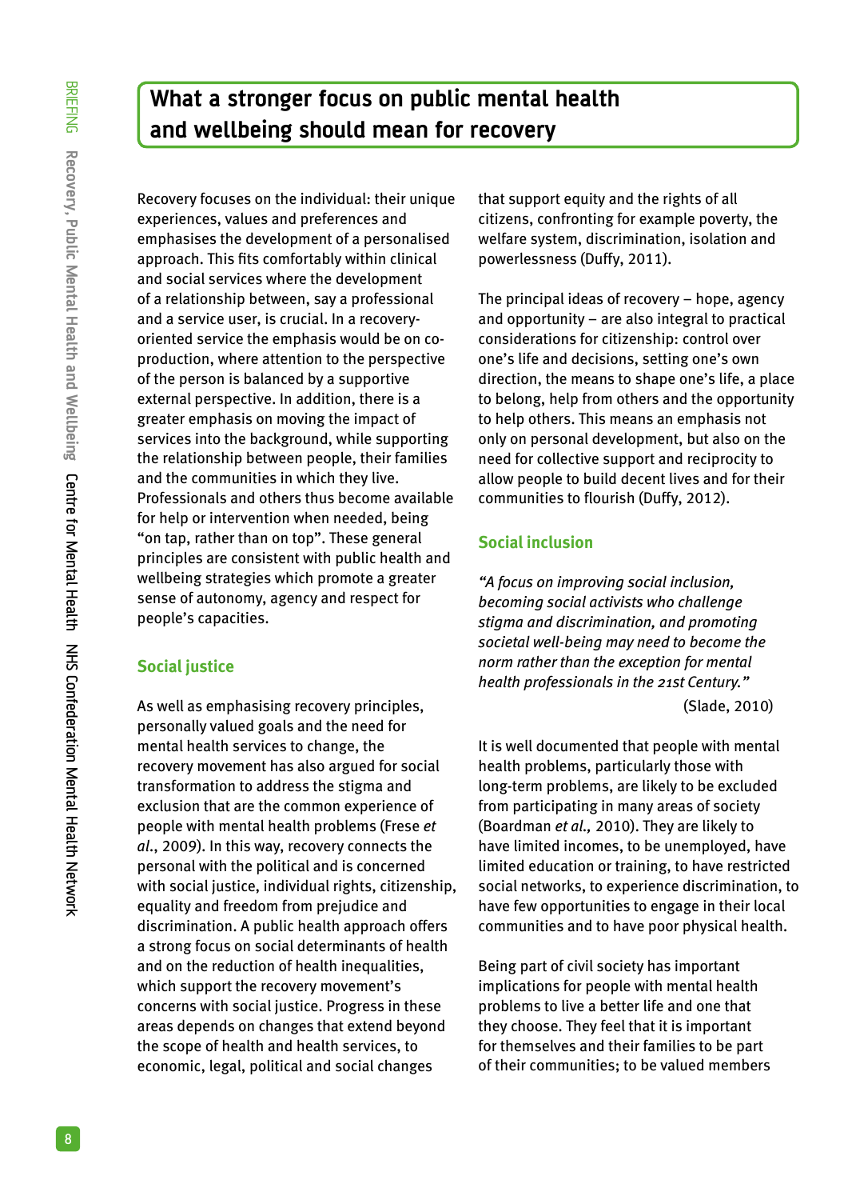## What a stronger focus on public mental health and wellbeing should mean for recovery

Recovery focuses on the individual: their unique experiences, values and preferences and emphasises the development of a personalised approach. This fits comfortably within clinical and social services where the development of a relationship between, say a professional and a service user, is crucial. In a recovery-oriented service the emphasis would be on co-production, where attention to the perspective of the person is balanced by a supportive external perspective. In addition, there is a greater emphasis on moving the impact of services into the background, while supporting the relationship between people, their families and the communities in which they live. Professionals and others thus become available for help or intervention when needed, being "on tap, rather than on top". These general principles are consistent with public health and wellbeing strategies which promote a greater sense of autonomy, agency and respect for people's capacities.

### Social justice

As well as emphasising recovery principles, personally valued goals and the need for mental health services to change, the recovery movement has also argued for social transformation to address the stigma and exclusion that are the common experience of people with mental health problems (Frese *et al*., 2009). In this way, recovery connects the personal with the political and is concerned with social justice, individual rights, citizenship, equality and freedom from prejudice and discrimination. A public health approach offers a strong focus on social determinants of health and on the reduction of health inequalities, which support the recovery movement's concerns with social justice. Progress in these areas depends on changes that extend beyond the scope of health and health services, to economic, legal, political and social changes that support equity and the rights of all citizens, confronting for example poverty, the welfare system, discrimination, isolation and powerlessness (Duffy, 2011).

The principal ideas of recovery – hope, agency and opportunity – are also integral to practical considerations for citizenship: control over one's life and decisions, setting one's own direction, the means to shape one's life, a place to belong, help from others and the opportunity to help others. This means an emphasis not only on personal development, but also on the need for collective support and reciprocity to allow people to build decent lives and for their communities to flourish (Duffy, 2012).

### Social inclusion

*"A focus on improving social inclusion, becoming social activists who challenge stigma and discrimination, and promoting societal well-being may need to become the norm rather than the exception for mental health professionals in the 21st Century."*

(Slade, 2010)

It is well documented that people with mental health problems, particularly those with long-term problems, are likely to be excluded from participating in many areas of society (Boardman *et al.,* 2010). They are likely to have limited incomes, to be unemployed, have limited education or training, to have restricted social networks, to experience discrimination, to have few opportunities to engage in their local communities and to have poor physical health.

Being part of civil society has important implications for people with mental health problems to live a better life and one that they choose. They feel that it is important for themselves and their families to be part of their communities; to be valued members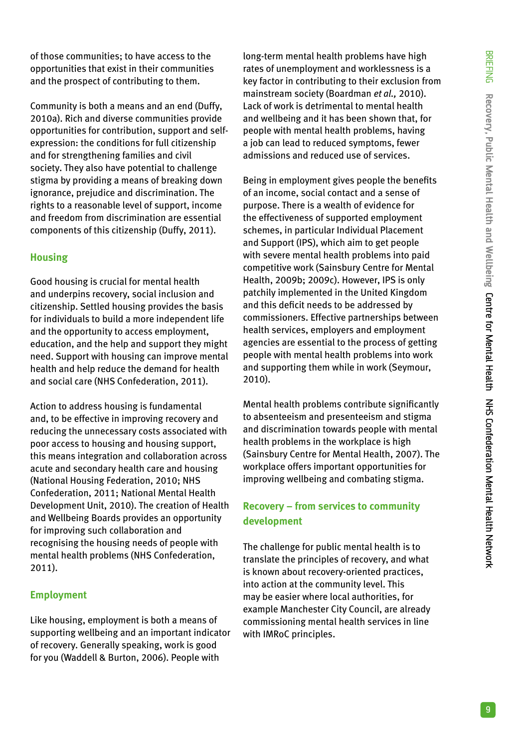of those communities; to have access to the opportunities that exist in their communities and the prospect of contributing to them.

Community is both a means and an end (Duffy, 2010a). Rich and diverse communities provide opportunities for contribution, support and self-expression: the conditions for full citizenship and for strengthening families and civil society. They also have potential to challenge stigma by providing a means of breaking down ignorance, prejudice and discrimination. The rights to a reasonable level of support, income and freedom from discrimination are essential components of this citizenship (Duffy, 2011).

## Housing

Good housing is crucial for mental health and underpins recovery, social inclusion and citizenship. Settled housing provides the basis for individuals to build a more independent life and the opportunity to access employment, education, and the help and support they might need. Support with housing can improve mental health and help reduce the demand for health and social care (NHS Confederation, 2011).

Action to address housing is fundamental and, to be effective in improving recovery and reducing the unnecessary costs associated with poor access to housing and housing support, this means integration and collaboration across acute and secondary health care and housing (National Housing Federation, 2010; NHS Confederation, 2011; National Mental Health Development Unit, 2010). The creation of Health and Wellbeing Boards provides an opportunity for improving such collaboration and recognising the housing needs of people with mental health problems (NHS Confederation, 2011).

## Employment

Like housing, employment is both a means of supporting wellbeing and an important indicator of recovery. Generally speaking, work is good for you (Waddell & Burton, 2006). People with long-term mental health problems have high rates of unemployment and worklessness is a key factor in contributing to their exclusion from mainstream society (Boardman *et al.,* 2010). Lack of work is detrimental to mental health and wellbeing and it has been shown that, for people with mental health problems, having a job can lead to reduced symptoms, fewer admissions and reduced use of services.

Being in employment gives people the benefits of an income, social contact and a sense of purpose. There is a wealth of evidence for the effectiveness of supported employment schemes, in particular Individual Placement and Support (IPS), which aim to get people with severe mental health problems into paid competitive work (Sainsbury Centre for Mental Health, 2009b; 2009c). However, IPS is only patchily implemented in the United Kingdom and this deficit needs to be addressed by commissioners. Effective partnerships between health services, employers and employment agencies are essential to the process of getting people with mental health problems into work and supporting them while in work (Seymour, 2010).

Mental health problems contribute significantly to absenteeism and presenteeism and stigma and discrimination towards people with mental health problems in the workplace is high (Sainsbury Centre for Mental Health, 2007). The workplace offers important opportunities for improving wellbeing and combating stigma.

## Recovery – from services to community development

The challenge for public mental health is to translate the principles of recovery, and what is known about recovery-oriented practices, into action at the community level. This may be easier where local authorities, for example Manchester City Council, are already commissioning mental health services in line with IMRoC principles.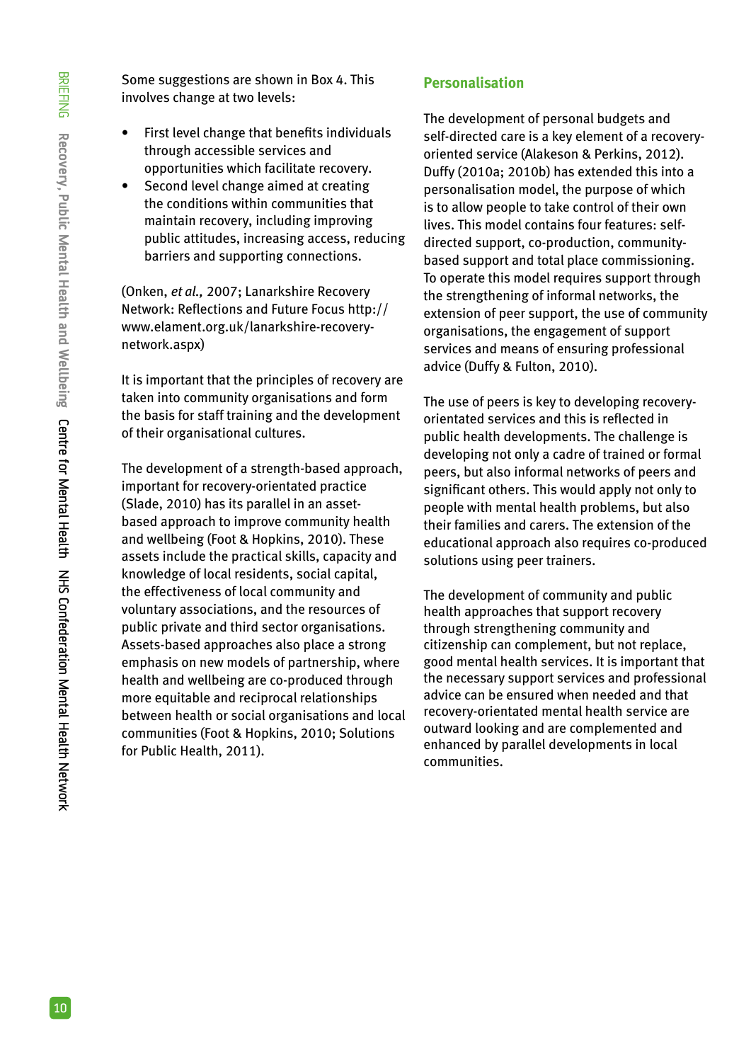Some suggestions are shown in Box 4. This involves change at two levels:

- First level change that benefits individuals through accessible services and opportunities which facilitate recovery.
- Second level change aimed at creating the conditions within communities that maintain recovery, including improving public attitudes, increasing access, reducing barriers and supporting connections.

(Onken, *et al.,* 2007; Lanarkshire Recovery Network: Reflections and Future Focus http://www.elament.org.uk/lanarkshire-recovery-network.aspx)

It is important that the principles of recovery are taken into community organisations and form the basis for staff training and the development of their organisational cultures.

The development of a strength-based approach, important for recovery-orientated practice (Slade, 2010) has its parallel in an asset-based approach to improve community health and wellbeing (Foot & Hopkins, 2010). These assets include the practical skills, capacity and knowledge of local residents, social capital, the effectiveness of local community and voluntary associations, and the resources of public private and third sector organisations. Assets-based approaches also place a strong emphasis on new models of partnership, where health and wellbeing are co-produced through more equitable and reciprocal relationships between health or social organisations and local communities (Foot & Hopkins, 2010; Solutions for Public Health, 2011).

## Personalisation

The development of personal budgets and self-directed care is a key element of a recovery-oriented service (Alakeson & Perkins, 2012). Duffy (2010a; 2010b) has extended this into a personalisation model, the purpose of which is to allow people to take control of their own lives. This model contains four features: self-directed support, co-production, community-based support and total place commissioning. To operate this model requires support through the strengthening of informal networks, the extension of peer support, the use of community organisations, the engagement of support services and means of ensuring professional advice (Duffy & Fulton, 2010).

The use of peers is key to developing recovery-orientated services and this is reflected in public health developments. The challenge is developing not only a cadre of trained or formal peers, but also informal networks of peers and significant others. This would apply not only to people with mental health problems, but also their families and carers. The extension of the educational approach also requires co-produced solutions using peer trainers.

The development of community and public health approaches that support recovery through strengthening community and citizenship can complement, but not replace, good mental health services. It is important that the necessary support services and professional advice can be ensured when needed and that recovery-orientated mental health service are outward looking and are complemented and enhanced by parallel developments in local communities.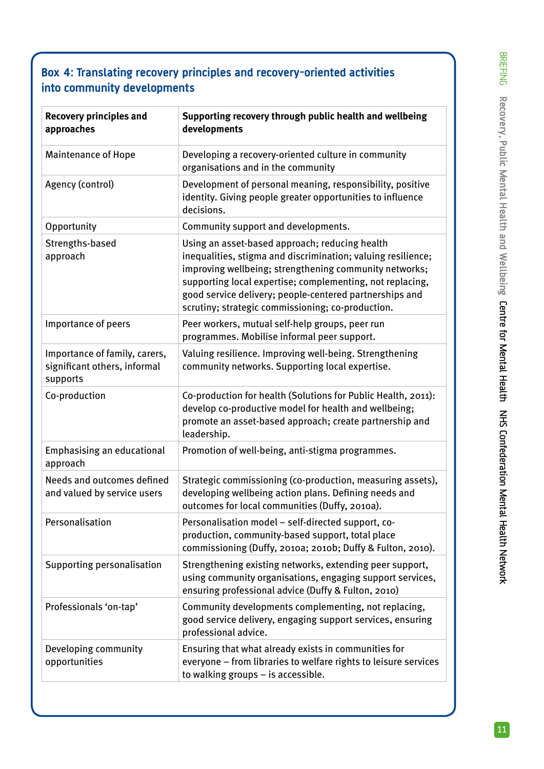### Box 4: Translating recovery principles and recovery-oriented activities into community developments

| Recovery principles and approaches | Supporting recovery through public health and wellbeing developments |
|---|---|
| Maintenance of Hope | Developing a recovery-oriented culture in community organisations and in the community |
| Agency (control) | Development of personal meaning, responsibility, positive identity. Giving people greater opportunities to influence decisions. |
| Opportunity | Community support and developments. |
| Strengths-based approach | Using an asset-based approach; reducing health inequalities, stigma and discrimination; valuing resilience; improving wellbeing; strengthening community networks; supporting local expertise; complementing, not replacing, good service delivery; people-centered partnerships and scrutiny; strategic commissioning; co-production. |
| Importance of peers | Peer workers, mutual self-help groups, peer run programmes. Mobilise informal peer support. |
| Importance of family, carers, significant others, informal supports | Valuing resilience. Improving well-being. Strengthening community networks. Supporting local expertise. |
| Co-production | Co-production for health (Solutions for Public Health, 2011): develop co-productive model for health and wellbeing; promote an asset-based approach; create partnership and leadership. |
| Emphasising an educational approach | Promotion of well-being, anti-stigma programmes. |
| Needs and outcomes defined and valued by service users | Strategic commissioning (co-production, measuring assets), developing wellbeing action plans. Defining needs and outcomes for local communities (Duffy, 2010a). |
| Personalisation | Personalisation model – self-directed support, co-production, community-based support, total place commissioning (Duffy, 2010a; 2010b; Duffy & Fulton, 2010). |
| Supporting personalisation | Strengthening existing networks, extending peer support, using community organisations, engaging support services, ensuring professional advice (Duffy & Fulton, 2010) |
| Professionals 'on-tap' | Community developments complementing, not replacing, good service delivery, engaging support services, ensuring professional advice. |
| Developing community opportunities | Ensuring that what already exists in communities for everyone – from libraries to welfare rights to leisure services to walking groups – is accessible. |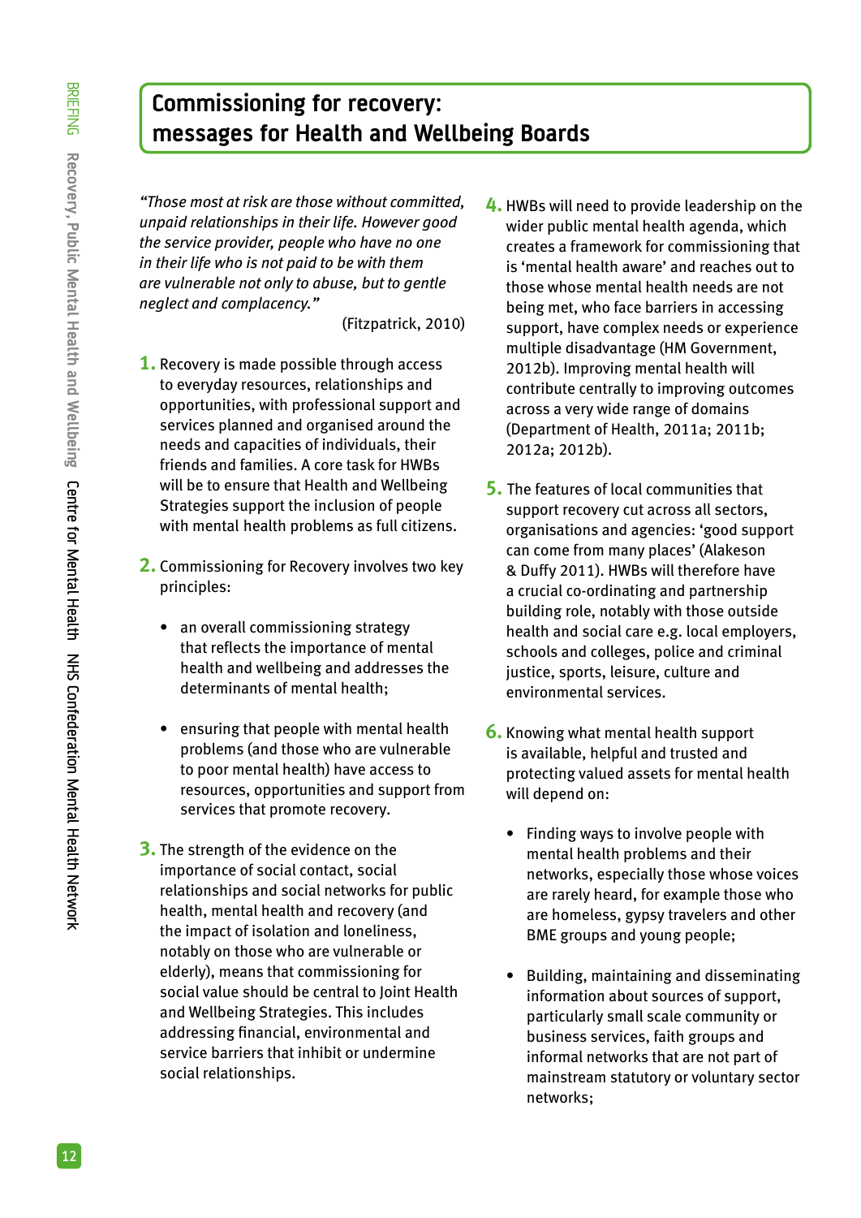## Commissioning for recovery: messages for Health and Wellbeing Boards

*"Those most at risk are those without committed, unpaid relationships in their life. However good the service provider, people who have no one in their life who is not paid to be with them are vulnerable not only to abuse, but to gentle neglect and complacency."*

(Fitzpatrick, 2010)

1. Recovery is made possible through access to everyday resources, relationships and opportunities, with professional support and services planned and organised around the needs and capacities of individuals, their friends and families. A core task for HWBs will be to ensure that Health and Wellbeing Strategies support the inclusion of people with mental health problems as full citizens.

2. Commissioning for Recovery involves two key principles:

   - an overall commissioning strategy that reflects the importance of mental health and wellbeing and addresses the determinants of mental health;
   - ensuring that people with mental health problems (and those who are vulnerable to poor mental health) have access to resources, opportunities and support from services that promote recovery.

3. The strength of the evidence on the importance of social contact, social relationships and social networks for public health, mental health and recovery (and the impact of isolation and loneliness, notably on those who are vulnerable or elderly), means that commissioning for social value should be central to Joint Health and Wellbeing Strategies. This includes addressing financial, environmental and service barriers that inhibit or undermine social relationships.

4. HWBs will need to provide leadership on the wider public mental health agenda, which creates a framework for commissioning that is 'mental health aware' and reaches out to those whose mental health needs are not being met, who face barriers in accessing support, have complex needs or experience multiple disadvantage (HM Government, 2012b). Improving mental health will contribute centrally to improving outcomes across a very wide range of domains (Department of Health, 2011a; 2011b; 2012a; 2012b).

5. The features of local communities that support recovery cut across all sectors, organisations and agencies: 'good support can come from many places' (Alakeson & Duffy 2011). HWBs will therefore have a crucial co-ordinating and partnership building role, notably with those outside health and social care e.g. local employers, schools and colleges, police and criminal justice, sports, leisure, culture and environmental services.

6. Knowing what mental health support is available, helpful and trusted and protecting valued assets for mental health will depend on:

   - Finding ways to involve people with mental health problems and their networks, especially those whose voices are rarely heard, for example those who are homeless, gypsy travelers and other BME groups and young people;
   - Building, maintaining and disseminating information about sources of support, particularly small scale community or business services, faith groups and informal networks that are not part of mainstream statutory or voluntary sector networks;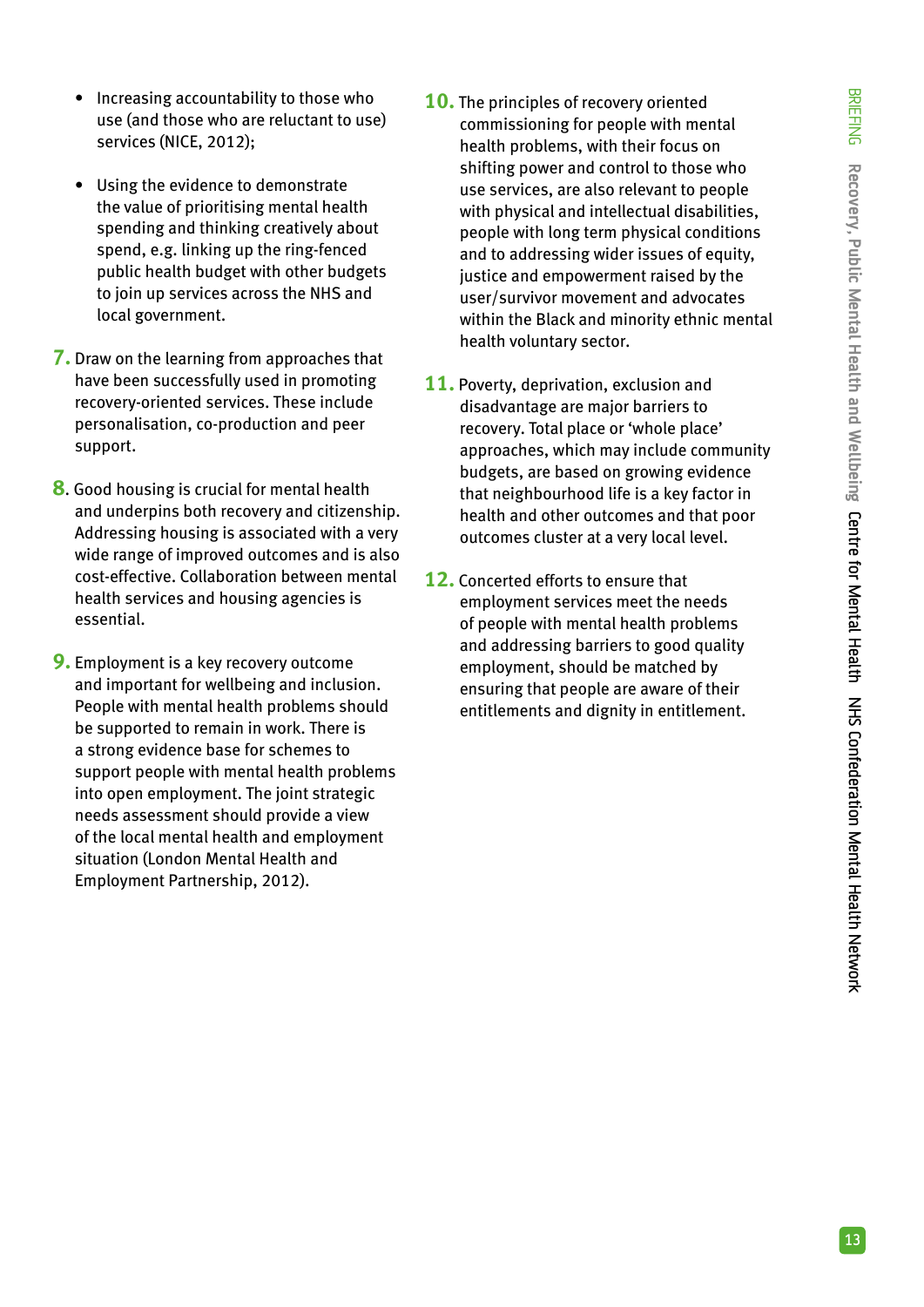- Increasing accountability to those who use (and those who are reluctant to use) services (NICE, 2012);

- Using the evidence to demonstrate the value of prioritising mental health spending and thinking creatively about spend, e.g. linking up the ring-fenced public health budget with other budgets to join up services across the NHS and local government.

**7.** Draw on the learning from approaches that have been successfully used in promoting recovery-oriented services. These include personalisation, co-production and peer support.

**8.** Good housing is crucial for mental health and underpins both recovery and citizenship. Addressing housing is associated with a very wide range of improved outcomes and is also cost-effective. Collaboration between mental health services and housing agencies is essential.

**9.** Employment is a key recovery outcome and important for wellbeing and inclusion. People with mental health problems should be supported to remain in work. There is a strong evidence base for schemes to support people with mental health problems into open employment. The joint strategic needs assessment should provide a view of the local mental health and employment situation (London Mental Health and Employment Partnership, 2012).

**10.** The principles of recovery oriented commissioning for people with mental health problems, with their focus on shifting power and control to those who use services, are also relevant to people with physical and intellectual disabilities, people with long term physical conditions and to addressing wider issues of equity, justice and empowerment raised by the user/survivor movement and advocates within the Black and minority ethnic mental health voluntary sector.

**11.** Poverty, deprivation, exclusion and disadvantage are major barriers to recovery. Total place or 'whole place' approaches, which may include community budgets, are based on growing evidence that neighbourhood life is a key factor in health and other outcomes and that poor outcomes cluster at a very local level.

**12.** Concerted efforts to ensure that employment services meet the needs of people with mental health problems and addressing barriers to good quality employment, should be matched by ensuring that people are aware of their entitlements and dignity in entitlement.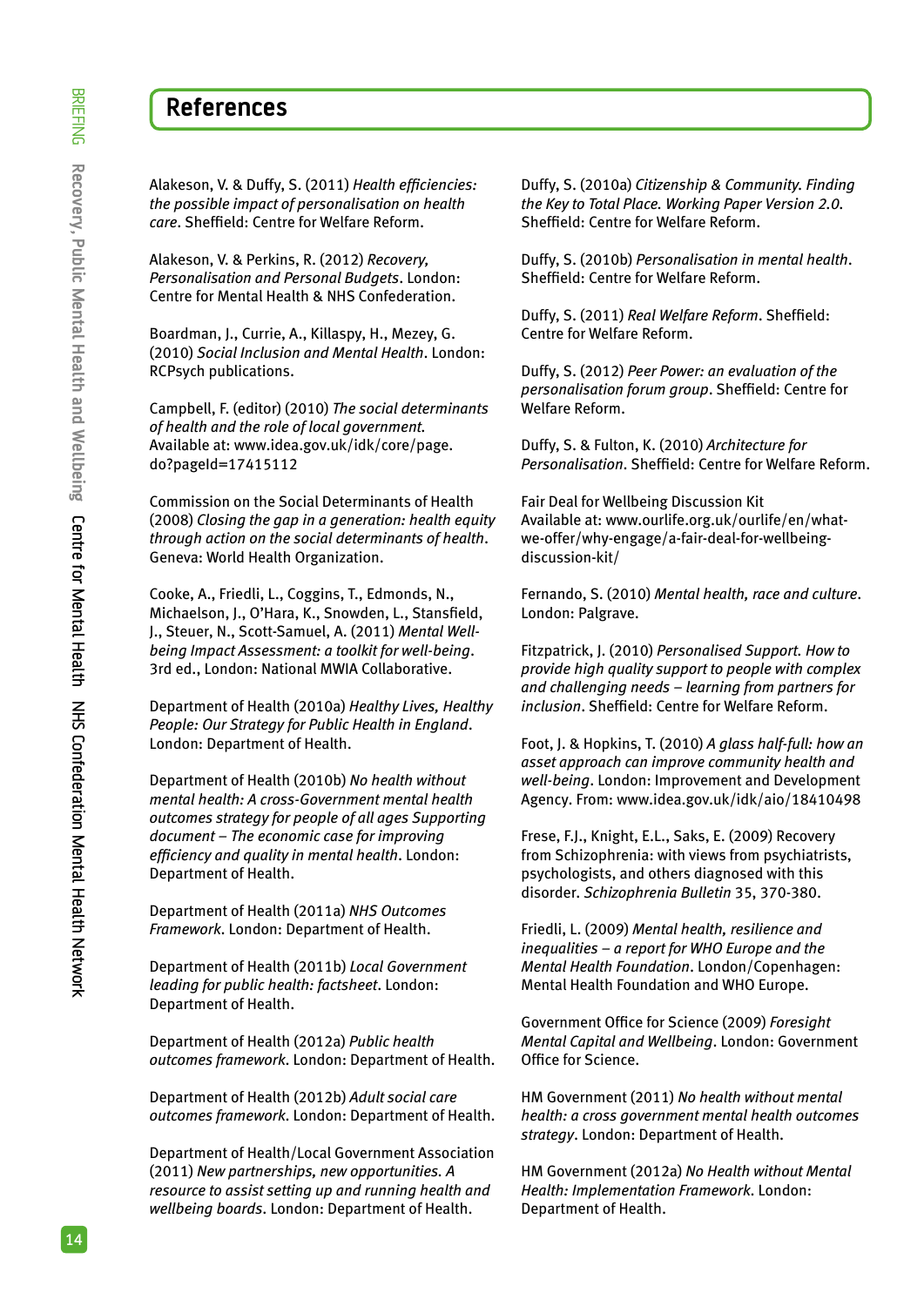## References

Alakeson, V. & Duffy, S. (2011) *Health efficiencies: the possible impact of personalisation on health care*. Sheffield: Centre for Welfare Reform.

Alakeson, V. & Perkins, R. (2012) *Recovery, Personalisation and Personal Budgets*. London: Centre for Mental Health & NHS Confederation.

Boardman, J., Currie, A., Killaspy, H., Mezey, G. (2010) *Social Inclusion and Mental Health*. London: RCPsych publications.

Campbell, F. (editor) (2010) *The social determinants of health and the role of local government*. Available at: www.idea.gov.uk/idk/core/page.do?pageId=17415112

Commission on the Social Determinants of Health (2008) *Closing the gap in a generation: health equity through action on the social determinants of health*. Geneva: World Health Organization.

Cooke, A., Friedli, L., Coggins, T., Edmonds, N., Michaelson, J., O'Hara, K., Snowden, L., Stansfield, J., Steuer, N., Scott-Samuel, A. (2011) *Mental Well-being Impact Assessment: a toolkit for well-being*. 3rd ed., London: National MWIA Collaborative.

Department of Health (2010a) *Healthy Lives, Healthy People: Our Strategy for Public Health in England*. London: Department of Health.

Department of Health (2010b) *No health without mental health: A cross-Government mental health outcomes strategy for people of all ages Supporting document – The economic case for improving efficiency and quality in mental health*. London: Department of Health.

Department of Health (2011a) *NHS Outcomes Framework*. London: Department of Health.

Department of Health (2011b) *Local Government leading for public health: factsheet*. London: Department of Health.

Department of Health (2012a) *Public health outcomes framework*. London: Department of Health.

Department of Health (2012b) *Adult social care outcomes framework*. London: Department of Health.

Department of Health/Local Government Association (2011) *New partnerships, new opportunities. A resource to assist setting up and running health and wellbeing boards*. London: Department of Health.

Duffy, S. (2010a) *Citizenship & Community. Finding the Key to Total Place. Working Paper Version 2.0*. Sheffield: Centre for Welfare Reform.

Duffy, S. (2010b) *Personalisation in mental health*. Sheffield: Centre for Welfare Reform.

Duffy, S. (2011) *Real Welfare Reform*. Sheffield: Centre for Welfare Reform.

Duffy, S. (2012) *Peer Power: an evaluation of the personalisation forum group*. Sheffield: Centre for Welfare Reform.

Duffy, S. & Fulton, K. (2010) *Architecture for Personalisation*. Sheffield: Centre for Welfare Reform.

Fair Deal for Wellbeing Discussion Kit Available at: www.ourlife.org.uk/ourlife/en/what-we-offer/why-engage/a-fair-deal-for-wellbeing-discussion-kit/

Fernando, S. (2010) *Mental health, race and culture*. London: Palgrave.

Fitzpatrick, J. (2010) *Personalised Support. How to provide high quality support to people with complex and challenging needs – learning from partners for inclusion*. Sheffield: Centre for Welfare Reform.

Foot, J. & Hopkins, T. (2010) *A glass half-full: how an asset approach can improve community health and well-being*. London: Improvement and Development Agency. From: www.idea.gov.uk/idk/aio/18410498

Frese, F.J., Knight, E.L., Saks, E. (2009) Recovery from Schizophrenia: with views from psychiatrists, psychologists, and others diagnosed with this disorder. *Schizophrenia Bulletin* 35, 370-380.

Friedli, L. (2009) *Mental health, resilience and inequalities – a report for WHO Europe and the Mental Health Foundation*. London/Copenhagen: Mental Health Foundation and WHO Europe.

Government Office for Science (2009) *Foresight Mental Capital and Wellbeing*. London: Government Office for Science.

HM Government (2011) *No health without mental health: a cross government mental health outcomes strategy*. London: Department of Health.

HM Government (2012a) *No Health without Mental Health: Implementation Framework*. London: Department of Health.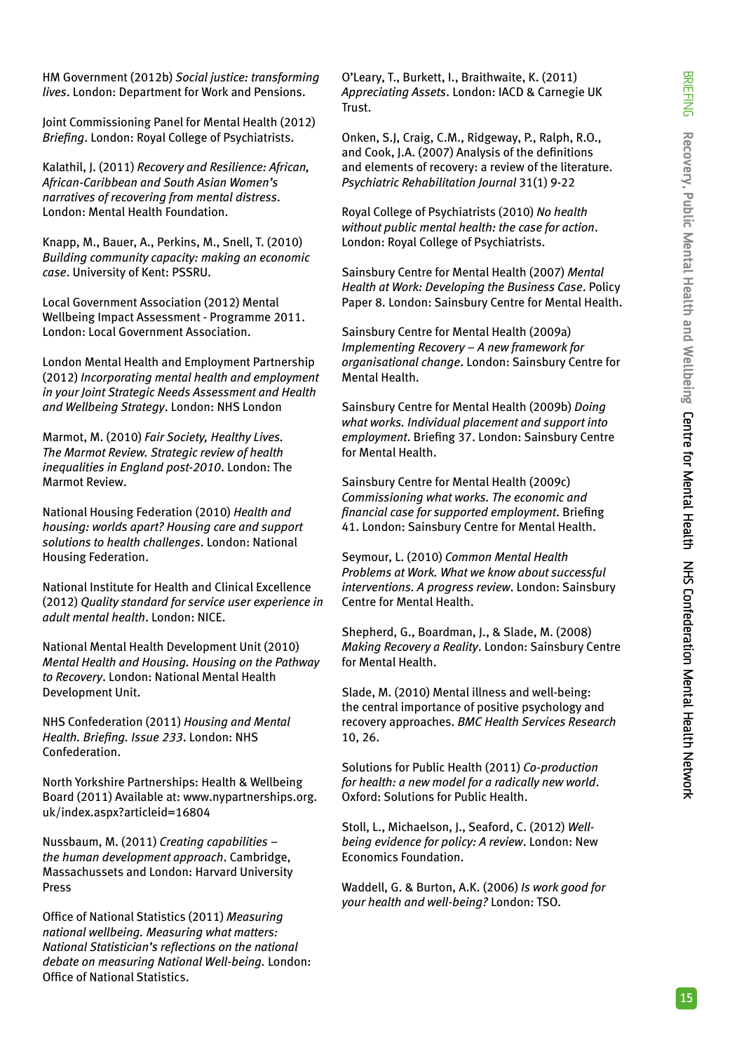HM Government (2012b) *Social justice: transforming lives*. London: Department for Work and Pensions.

Joint Commissioning Panel for Mental Health (2012) *Briefing*. London: Royal College of Psychiatrists.

Kalathil, J. (2011) *Recovery and Resilience: African, African-Caribbean and South Asian Women's narratives of recovering from mental distress*. London: Mental Health Foundation.

Knapp, M., Bauer, A., Perkins, M., Snell, T. (2010) *Building community capacity: making an economic case*. University of Kent: PSSRU.

Local Government Association (2012) Mental Wellbeing Impact Assessment - Programme 2011. London: Local Government Association.

London Mental Health and Employment Partnership (2012) *Incorporating mental health and employment in your Joint Strategic Needs Assessment and Health and Wellbeing Strategy*. London: NHS London

Marmot, M. (2010) *Fair Society, Healthy Lives. The Marmot Review. Strategic review of health inequalities in England post-2010*. London: The Marmot Review.

National Housing Federation (2010) *Health and housing: worlds apart? Housing care and support solutions to health challenges*. London: National Housing Federation.

National Institute for Health and Clinical Excellence (2012) *Quality standard for service user experience in adult mental health*. London: NICE.

National Mental Health Development Unit (2010) *Mental Health and Housing. Housing on the Pathway to Recovery*. London: National Mental Health Development Unit.

NHS Confederation (2011) *Housing and Mental Health. Briefing. Issue 233*. London: NHS Confederation.

North Yorkshire Partnerships: Health & Wellbeing Board (2011) Available at: www.nypartnerships.org.uk/index.aspx?articleid=16804

Nussbaum, M. (2011) *Creating capabilities – the human development approach*. Cambridge, Massachussets and London: Harvard University Press

Office of National Statistics (2011) *Measuring national wellbeing. Measuring what matters: National Statistician's reflections on the national debate on measuring National Well-being.* London: Office of National Statistics.

O'Leary, T., Burkett, I., Braithwaite, K. (2011) *Appreciating Assets*. London: IACD & Carnegie UK Trust.

Onken, S.J, Craig, C.M., Ridgeway, P., Ralph, R.O., and Cook, J.A. (2007) Analysis of the definitions and elements of recovery: a review of the literature. *Psychiatric Rehabilitation Journal* 31(1) 9-22

Royal College of Psychiatrists (2010) *No health without public mental health: the case for action*. London: Royal College of Psychiatrists.

Sainsbury Centre for Mental Health (2007) *Mental Health at Work: Developing the Business Case*. Policy Paper 8. London: Sainsbury Centre for Mental Health.

Sainsbury Centre for Mental Health (2009a) *Implementing Recovery – A new framework for organisational change*. London: Sainsbury Centre for Mental Health.

Sainsbury Centre for Mental Health (2009b) *Doing what works. Individual placement and support into employment*. Briefing 37. London: Sainsbury Centre for Mental Health.

Sainsbury Centre for Mental Health (2009c) *Commissioning what works. The economic and financial case for supported employment*. Briefing 41. London: Sainsbury Centre for Mental Health.

Seymour, L. (2010) *Common Mental Health Problems at Work. What we know about successful interventions. A progress review*. London: Sainsbury Centre for Mental Health.

Shepherd, G., Boardman, J., & Slade, M. (2008) *Making Recovery a Reality*. London: Sainsbury Centre for Mental Health.

Slade, M. (2010) Mental illness and well-being: the central importance of positive psychology and recovery approaches. *BMC Health Services Research* 10, 26.

Solutions for Public Health (2011) *Co-production for health: a new model for a radically new world*. Oxford: Solutions for Public Health.

Stoll, L., Michaelson, J., Seaford, C. (2012) *Well-being evidence for policy: A review*. London: New Economics Foundation.

Waddell, G. & Burton, A.K. (2006) *Is work good for your health and well-being?* London: TSO.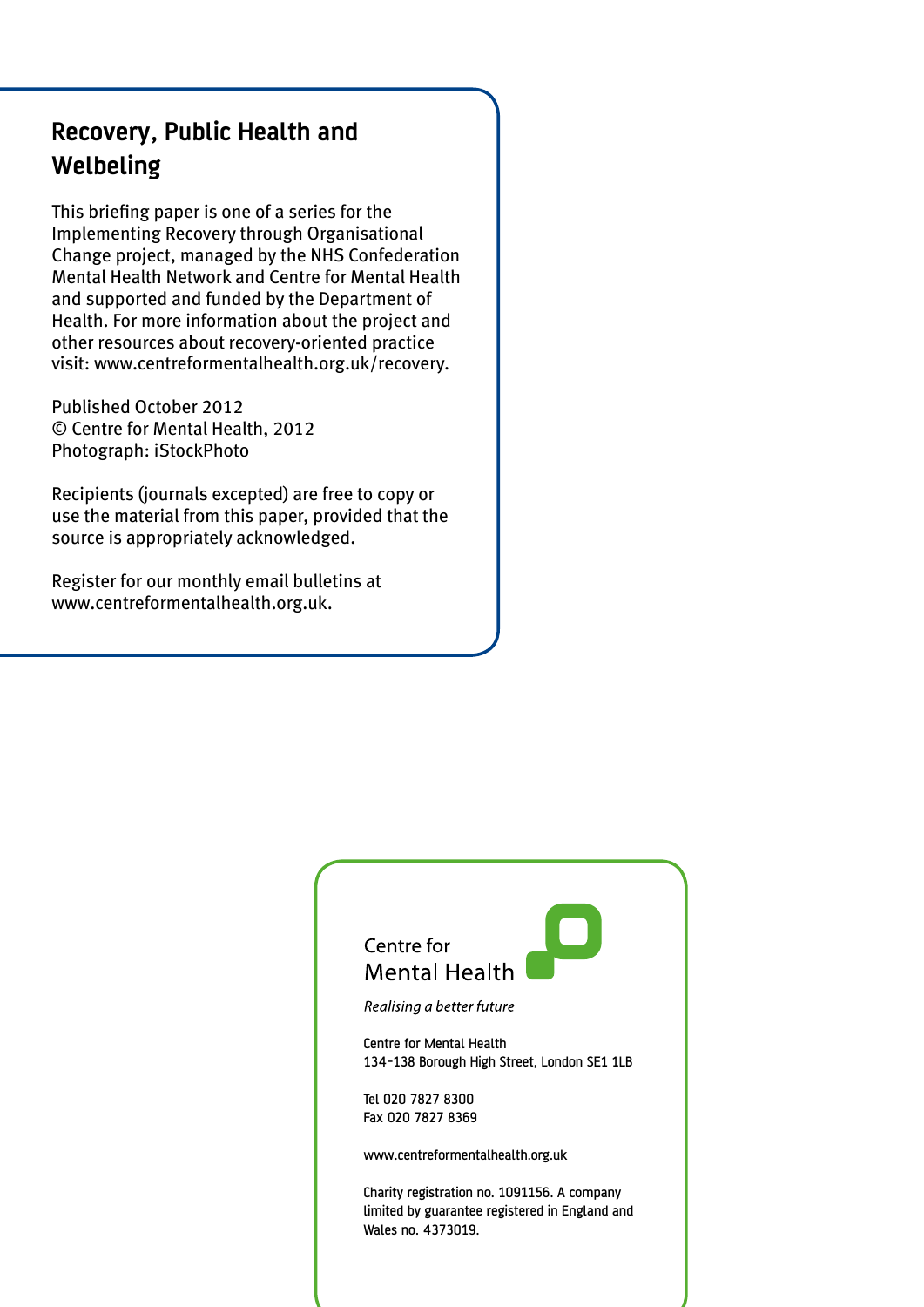## Recovery, Public Health and Welbeling

This briefing paper is one of a series for the Implementing Recovery through Organisational Change project, managed by the NHS Confederation Mental Health Network and Centre for Mental Health and supported and funded by the Department of Health. For more information about the project and other resources about recovery-oriented practice visit: www.centreformentalhealth.org.uk/recovery.

Published October 2012
© Centre for Mental Health, 2012
Photograph: iStockPhoto

Recipients (journals excepted) are free to copy or use the material from this paper, provided that the source is appropriately acknowledged.

Register for our monthly email bulletins at www.centreformentalhealth.org.uk.

Centre for
Mental Health

*Realising a better future*

Centre for Mental Health
134-138 Borough High Street, London SE1 1LB

Tel 020 7827 8300
Fax 020 7827 8369

www.centreformentalhealth.org.uk

Charity registration no. 1091156. A company limited by guarantee registered in England and Wales no. 4373019.